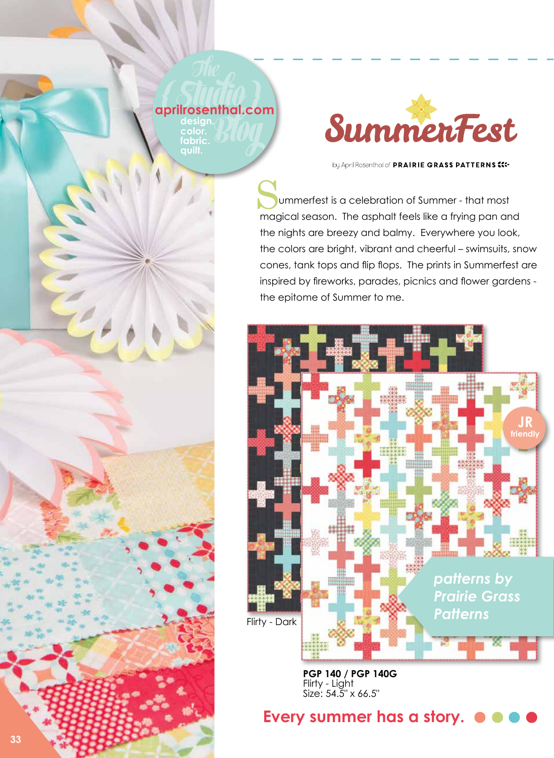aprilrosenthal.com
design.
color.
fabric.
quilt.

The { Studio } Blog

# SummerFest

by April Rosenthal of **PRAIRIE GRASS PATTERNS**

Summerfest is a celebration of Summer - that most magical season. The asphalt feels like a frying pan and the nights are breezy and balmy. Everywhere you look, the colors are bright, vibrant and cheerful – swimsuits, snow cones, tank tops and flip flops. The prints in Summerfest are inspired by fireworks, parades, picnics and flower gardens - the epitome of Summer to me.

JR friendly

*patterns by Prairie Grass Patterns*

Flirty - Dark

**PGP 140 / PGP 140G**
Flirty - Light
Size: 54.5" x 66.5"

**Every summer has a story.**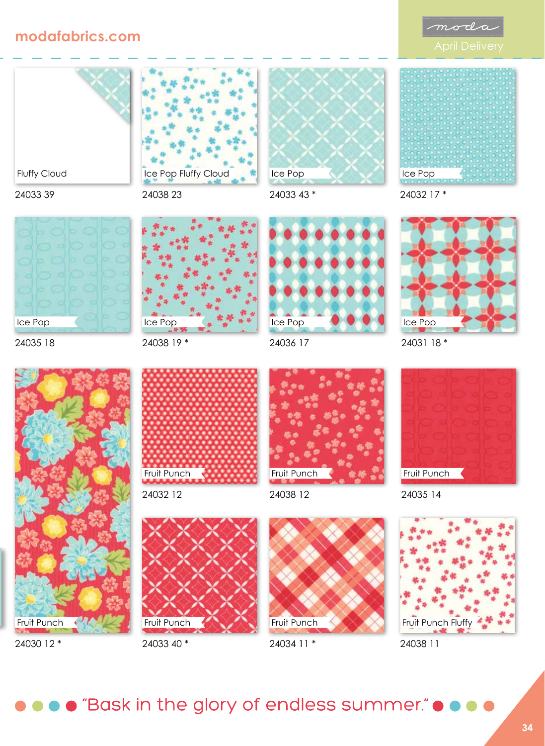modafabrics.com

moda

April Delivery

Fluffy Cloud
24033 39

Ice Pop Fluffy Cloud
24038 23

Ice Pop
24033 43 *

Ice Pop
24032 17 *

Ice Pop
24035 18

Ice Pop
24038 19 *

Ice Pop
24036 17

Ice Pop
24031 18 *

Fruit Punch
24030 12 *

Fruit Punch
24032 12

Fruit Punch
24038 12

Fruit Punch
24035 14

Fruit Punch
24033 40 *

Fruit Punch
24034 11 *

Fruit Punch Fluffy
24038 11

"Bask in the glory of endless summer."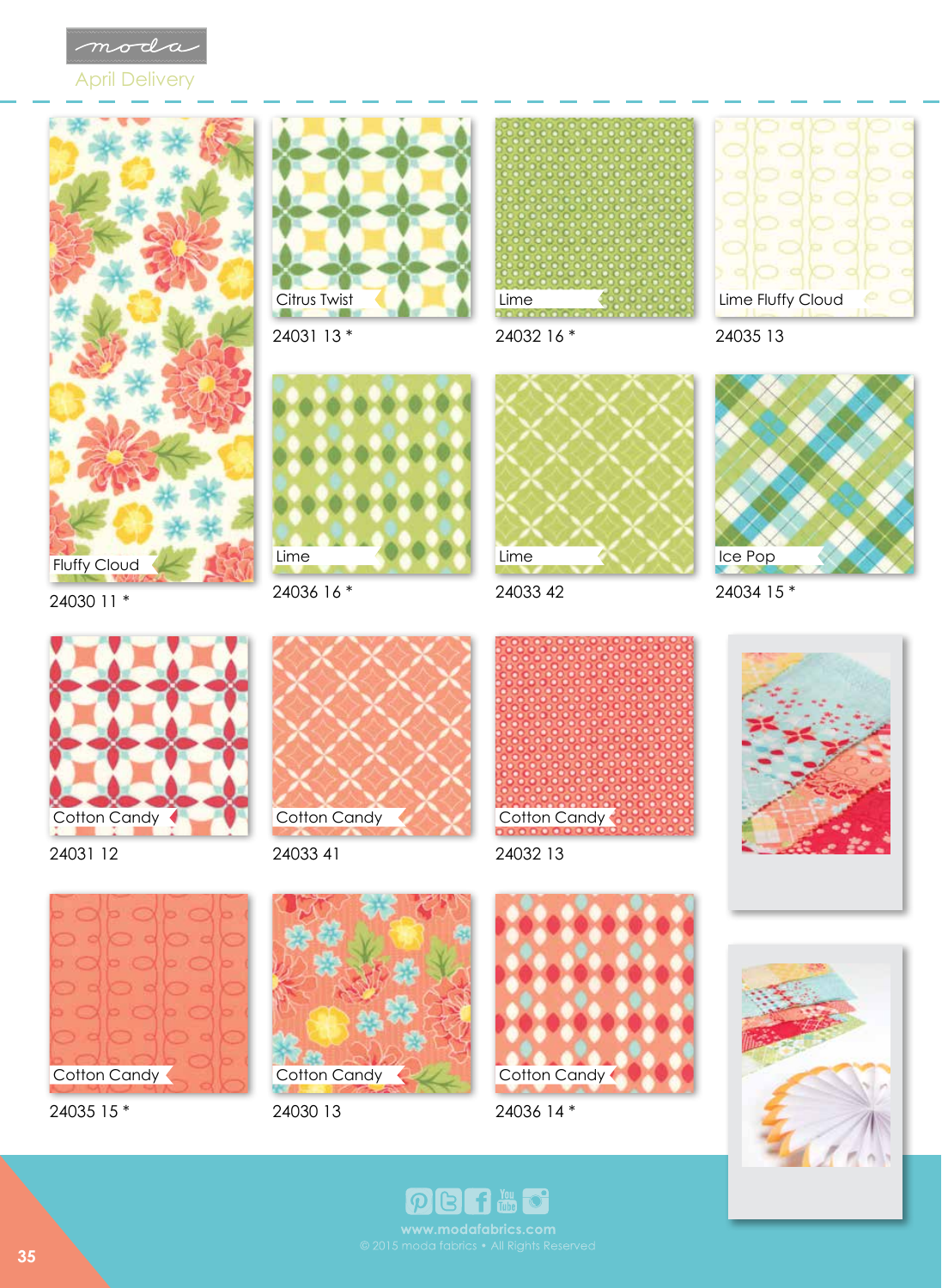moda

April Delivery

Fluffy Cloud
24030 11 *

Citrus Twist
24031 13 *

Lime
24032 16 *

Lime Fluffy Cloud
24035 13

Lime
24036 16 *

Lime
24033 42

Ice Pop
24034 15 *

Cotton Candy
24031 12

Cotton Candy
24033 41

Cotton Candy
24032 13

Cotton Candy
24035 15 *

Cotton Candy
24030 13

Cotton Candy
24036 14 *

www.modafabrics.com
© 2015 moda fabrics • All Rights Reserved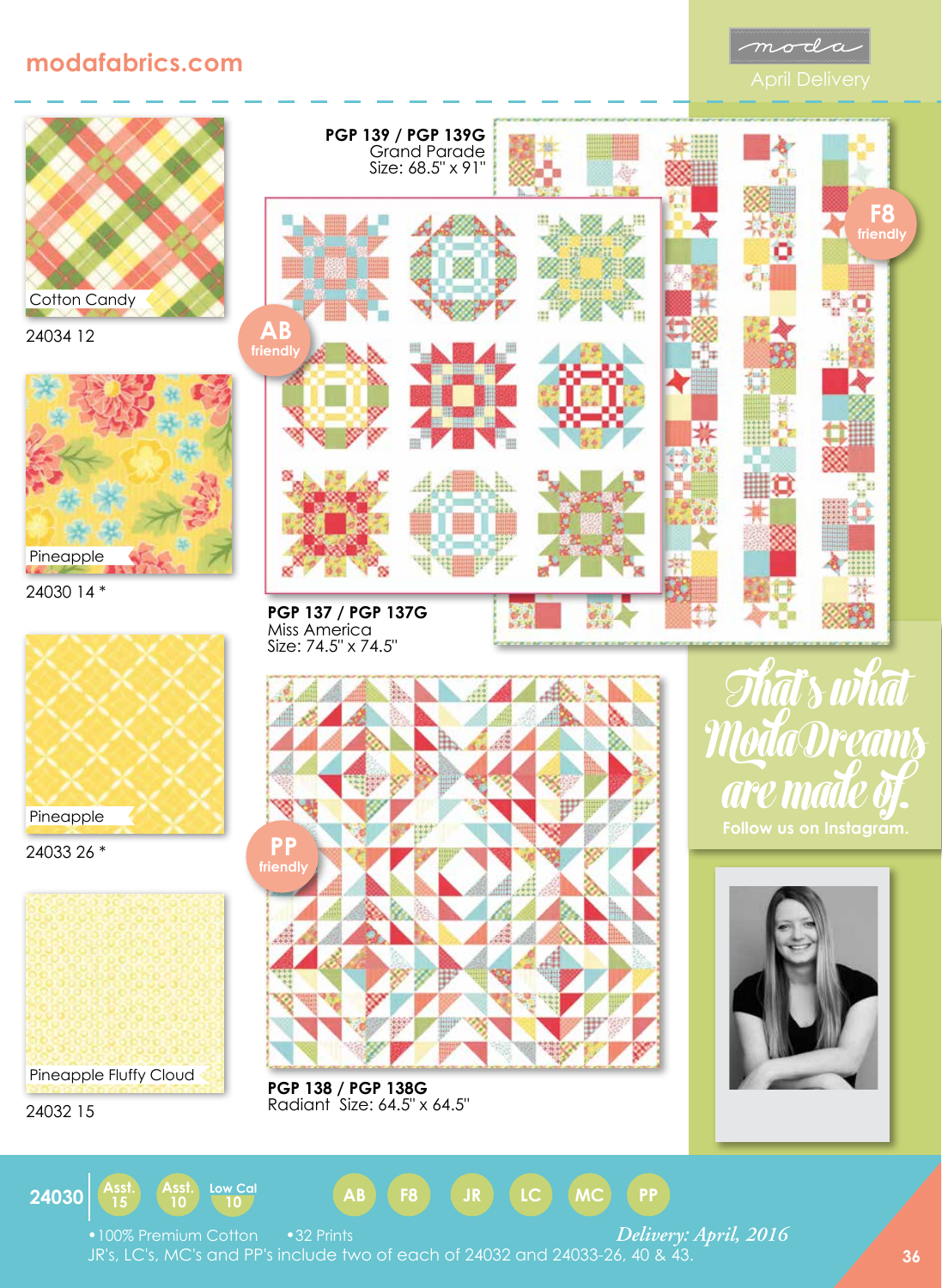modafabrics.com

moda

April Delivery

Cotton Candy

24034 12

Pineapple

24030 14 *

Pineapple

24033 26 *

Pineapple Fluffy Cloud

24032 15

**PGP 139 / PGP 139G**
Grand Parade
Size: 68.5" x 91"

F8 friendly

AB friendly

**PGP 137 / PGP 137G**
Miss America
Size: 74.5" x 74.5"

PP friendly

**PGP 138 / PGP 138G**
Radiant Size: 64.5" x 64.5"

That's what Moda Dreams are made of.
Follow us on Instagram.

**24030** Asst. 15 Asst. 10 Low Cal 10 AB F8 JR LC MC PP

• 100% Premium Cotton • 32 Prints

*Delivery: April, 2016*

JR's, LC's, MC's and PP's include two of each of 24032 and 24033-26, 40 & 43.